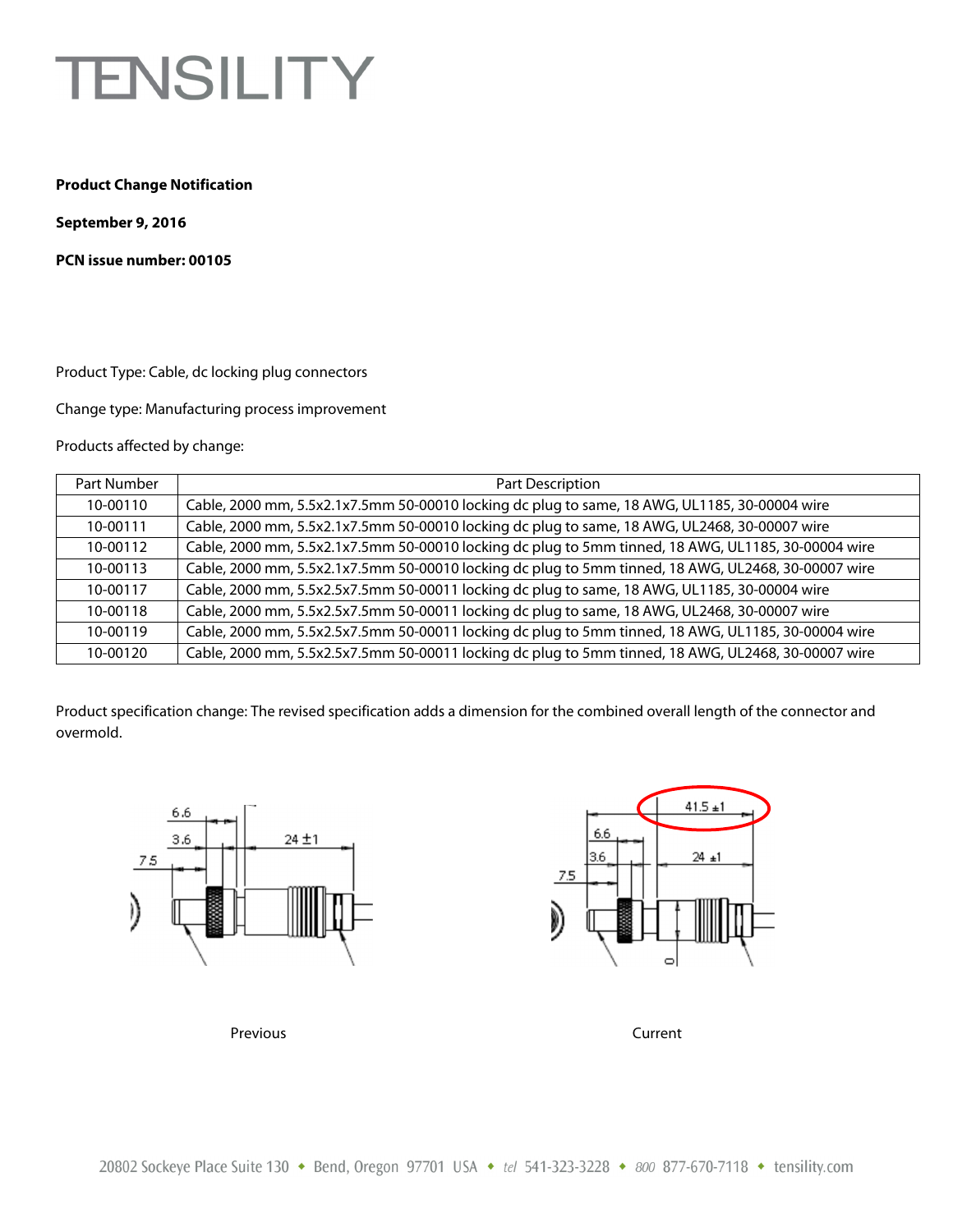# TENSILITY

**Product Change Notification**

**September 9, 2016**

**PCN issue number: 00105**

Product Type: Cable, dc locking plug connectors

Change type: Manufacturing process improvement

Products affected by change:

| Part Number | Part Description |
|---|---|
| 10-00110 | Cable, 2000 mm, 5.5x2.1x7.5mm 50-00010 locking dc plug to same, 18 AWG, UL1185, 30-00004 wire |
| 10-00111 | Cable, 2000 mm, 5.5x2.1x7.5mm 50-00010 locking dc plug to same, 18 AWG, UL2468, 30-00007 wire |
| 10-00112 | Cable, 2000 mm, 5.5x2.1x7.5mm 50-00010 locking dc plug to 5mm tinned, 18 AWG, UL1185, 30-00004 wire |
| 10-00113 | Cable, 2000 mm, 5.5x2.1x7.5mm 50-00010 locking dc plug to 5mm tinned, 18 AWG, UL2468, 30-00007 wire |
| 10-00117 | Cable, 2000 mm, 5.5x2.5x7.5mm 50-00011 locking dc plug to same, 18 AWG, UL1185, 30-00004 wire |
| 10-00118 | Cable, 2000 mm, 5.5x2.5x7.5mm 50-00011 locking dc plug to same, 18 AWG, UL2468, 30-00007 wire |
| 10-00119 | Cable, 2000 mm, 5.5x2.5x7.5mm 50-00011 locking dc plug to 5mm tinned, 18 AWG, UL1185, 30-00004 wire |
| 10-00120 | Cable, 2000 mm, 5.5x2.5x7.5mm 50-00011 locking dc plug to 5mm tinned, 18 AWG, UL2468, 30-00007 wire |

Product specification change: The revised specification adds a dimension for the combined overall length of the connector and overmold.

Previous

Current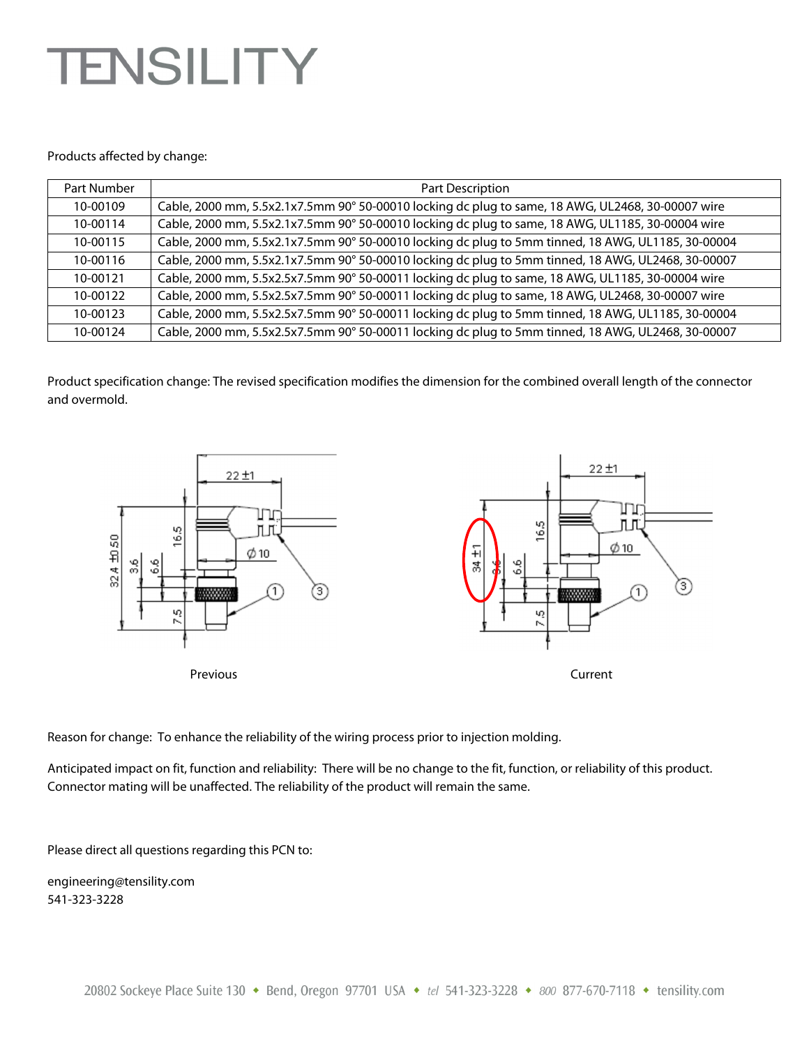# TENSILITY

Products affected by change:

| Part Number | Part Description |
|---|---|
| 10-00109 | Cable, 2000 mm, 5.5x2.1x7.5mm 90° 50-00010 locking dc plug to same, 18 AWG, UL2468, 30-00007 wire |
| 10-00114 | Cable, 2000 mm, 5.5x2.1x7.5mm 90° 50-00010 locking dc plug to same, 18 AWG, UL1185, 30-00004 wire |
| 10-00115 | Cable, 2000 mm, 5.5x2.1x7.5mm 90° 50-00010 locking dc plug to 5mm tinned, 18 AWG, UL1185, 30-00004 |
| 10-00116 | Cable, 2000 mm, 5.5x2.1x7.5mm 90° 50-00010 locking dc plug to 5mm tinned, 18 AWG, UL2468, 30-00007 |
| 10-00121 | Cable, 2000 mm, 5.5x2.5x7.5mm 90° 50-00011 locking dc plug to same, 18 AWG, UL1185, 30-00004 wire |
| 10-00122 | Cable, 2000 mm, 5.5x2.5x7.5mm 90° 50-00011 locking dc plug to same, 18 AWG, UL2468, 30-00007 wire |
| 10-00123 | Cable, 2000 mm, 5.5x2.5x7.5mm 90° 50-00011 locking dc plug to 5mm tinned, 18 AWG, UL1185, 30-00004 |
| 10-00124 | Cable, 2000 mm, 5.5x2.5x7.5mm 90° 50-00011 locking dc plug to 5mm tinned, 18 AWG, UL2468, 30-00007 |

Product specification change: The revised specification modifies the dimension for the combined overall length of the connector and overmold.

22 ±1
32.4 ±0.50
16.5
3.6
6.6
7.5
Ø10
1
3

Previous

22 ±1
34 ±1
16.5
3.6
6.6
7.5
Ø10
1
3

Current

Reason for change: To enhance the reliability of the wiring process prior to injection molding.

Anticipated impact on fit, function and reliability: There will be no change to the fit, function, or reliability of this product. Connector mating will be unaffected. The reliability of the product will remain the same.

Please direct all questions regarding this PCN to:

engineering@tensility.com
541-323-3228

20802 Sockeye Place Suite 130 ◆ Bend, Oregon 97701 USA ◆ tel 541-323-3228 ◆ 800 877-670-7118 ◆ tensility.com